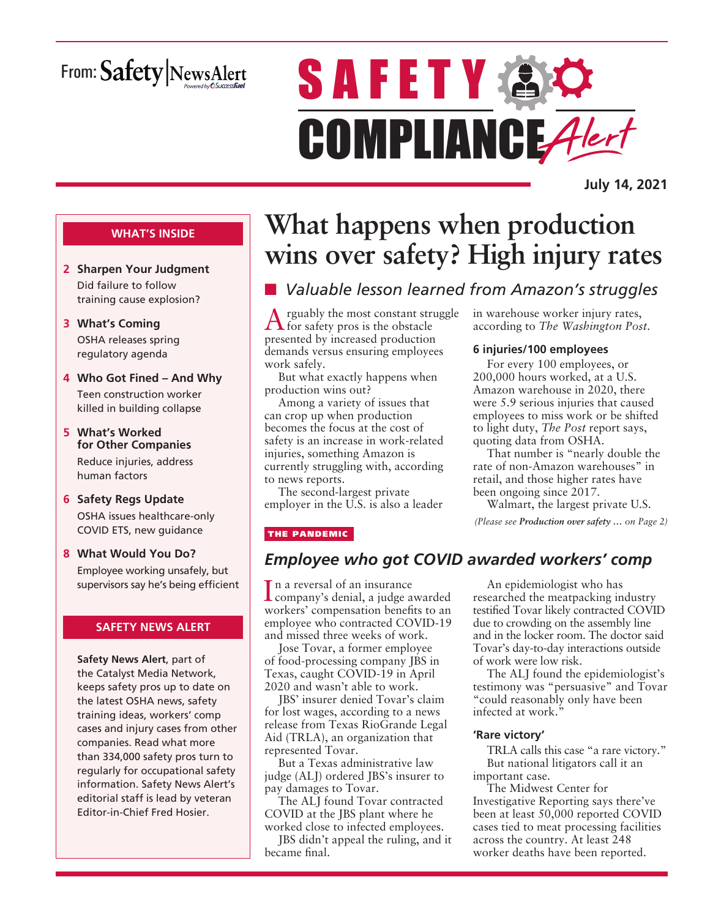From: Safety|NewsAlert

# SAFETY COMPLIANCE Alert

**July 14, 2021**

**WHAT'S INSIDE**

- **2 Sharpen Your Judgment** Did failure to follow training cause explosion?
- **3 What's Coming** OSHA releases spring regulatory agenda
- **4 Who Got Fined – And Why** Teen construction worker killed in building collapse
- **5 What's Worked for Other Companies** Reduce injuries, address human factors
- **6 Safety Regs Update** OSHA issues healthcare-only COVID ETS, new guidance
- **8 What Would You Do?** Employee working unsafely, but supervisors say he's being efficient

**SAFETY NEWS ALERT**

**Safety News Alert**, part of the Catalyst Media Network, keeps safety pros up to date on the latest OSHA news, safety training ideas, workers' comp cases and injury cases from other companies. Read what more than 334,000 safety pros turn to regularly for occupational safety information. Safety News Alert's editorial staff is lead by veteran Editor-in-Chief Fred Hosier.

# What happens when production wins over safety? High injury rates

## *Valuable lesson learned from Amazon's struggles*

Arguably the most constant struggle for safety pros is the obstacle presented by increased production demands versus ensuring employees work safely.

But what exactly happens when production wins out?

Among a variety of issues that can crop up when production becomes the focus at the cost of safety is an increase in work-related injuries, something Amazon is currently struggling with, according to news reports.

The second-largest private employer in the U.S. is also a leader in warehouse worker injury rates, according to *The Washington Post*.

### 6 injuries/100 employees

For every 100 employees, or 200,000 hours worked, at a U.S. Amazon warehouse in 2020, there were 5.9 serious injuries that caused employees to miss work or be shifted to light duty, *The Post* report says, quoting data from OSHA.

That number is "nearly double the rate of non-Amazon warehouses" in retail, and those higher rates have been ongoing since 2017.

Walmart, the largest private U.S.

*(Please see **Production over safety …** on Page 2)*

THE PANDEMIC

## *Employee who got COVID awarded workers' comp*

In a reversal of an insurance company's denial, a judge awarded workers' compensation benefits to an employee who contracted COVID-19 and missed three weeks of work.

Jose Tovar, a former employee of food-processing company JBS in Texas, caught COVID-19 in April 2020 and wasn't able to work.

JBS' insurer denied Tovar's claim for lost wages, according to a news release from Texas RioGrande Legal Aid (TRLA), an organization that represented Tovar.

But a Texas administrative law judge (ALJ) ordered JBS's insurer to pay damages to Tovar.

The ALJ found Tovar contracted COVID at the JBS plant where he worked close to infected employees.

JBS didn't appeal the ruling, and it became final.

An epidemiologist who has researched the meatpacking industry testified Tovar likely contracted COVID due to crowding on the assembly line and in the locker room. The doctor said Tovar's day-to-day interactions outside of work were low risk.

The ALJ found the epidemiologist's testimony was "persuasive" and Tovar "could reasonably only have been infected at work."

### 'Rare victory'

TRLA calls this case "a rare victory."

But national litigators call it an important case.

The Midwest Center for Investigative Reporting says there've been at least 50,000 reported COVID cases tied to meat processing facilities across the country. At least 248 worker deaths have been reported.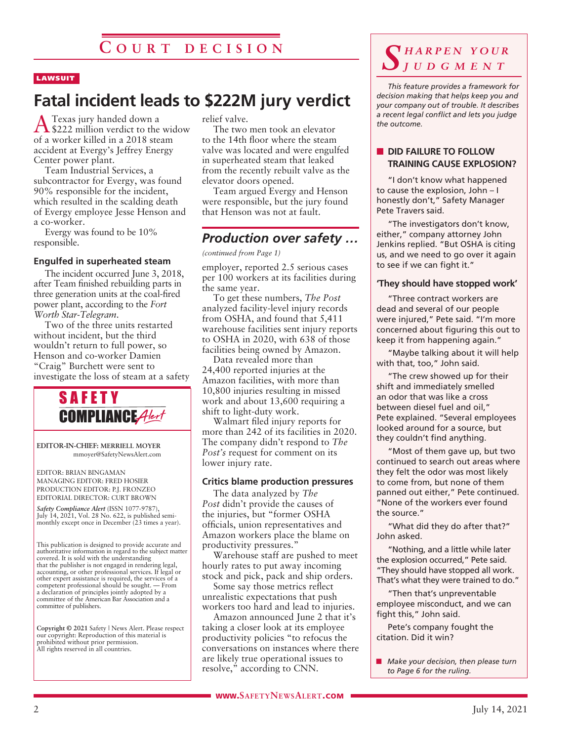## COURT DECISION

**LAWSUIT**

# Fatal incident leads to $222M jury verdict

A Texas jury handed down a $222 million verdict to the widow of a worker killed in a 2018 steam accident at Evergy's Jeffrey Energy Center power plant.

Team Industrial Services, a subcontractor for Evergy, was found 90% responsible for the incident, which resulted in the scalding death of Evergy employee Jesse Henson and a co-worker.

Evergy was found to be 10% responsible.

### Engulfed in superheated steam

The incident occurred June 3, 2018, after Team finished rebuilding parts in three generation units at the coal-fired power plant, according to the *Fort Worth Star-Telegram*.

Two of the three units restarted without incident, but the third wouldn't return to full power, so Henson and co-worker Damien "Craig" Burchett were sent to investigate the loss of steam at a safety relief valve.

The two men took an elevator to the 14th floor where the steam valve was located and were engulfed in superheated steam that leaked from the recently rebuilt valve as the elevator doors opened.

Team argued Evergy and Henson were responsible, but the jury found that Henson was not at fault.

## *Production over safety …*

*(continued from Page 1)*

employer, reported 2.5 serious cases per 100 workers at its facilities during the same year.

To get these numbers, *The Post* analyzed facility-level injury records from OSHA, and found that 5,411 warehouse facilities sent injury reports to OSHA in 2020, with 638 of those facilities being owned by Amazon.

Data revealed more than 24,400 reported injuries at the Amazon facilities, with more than 10,800 injuries resulting in missed work and about 13,600 requiring a shift to light-duty work.

Walmart filed injury reports for more than 242 of its facilities in 2020. The company didn't respond to *The Post's* request for comment on its lower injury rate.

### Critics blame production pressures

The data analyzed by *The Post* didn't provide the causes of the injuries, but "former OSHA officials, union representatives and Amazon workers place the blame on productivity pressures."

Warehouse staff are pushed to meet hourly rates to put away incoming stock and pick, pack and ship orders.

Some say those metrics reflect unrealistic expectations that push workers too hard and lead to injuries.

Amazon announced June 2 that it's taking a closer look at its employee productivity policies "to refocus the conversations on instances where there are likely true operational issues to resolve," according to CNN.

---

**SAFETY COMPLIANCE *Alert***

EDITOR-IN-CHIEF: MERRIELL MOYER
mmoyer@SafetyNewsAlert.com

EDITOR: BRIAN BINGAMAN
MANAGING EDITOR: FRED HOSIER
PRODUCTION EDITOR: P.J. FRONZEO
EDITORIAL DIRECTOR: CURT BROWN

*Safety Compliance Alert* (ISSN 1077-9787), July 14, 2021, Vol. 28 No. 622, is published semi-monthly except once in December (23 times a year).

This publication is designed to provide accurate and authoritative information in regard to the subject matter covered. It is sold with the understanding that the publisher is not engaged in rendering legal, accounting, or other professional services. If legal or other expert assistance is required, the services of a competent professional should be sought. — From a declaration of principles jointly adopted by a committee of the American Bar Association and a committee of publishers.

**Copyright © 2021** Safety | News Alert. Please respect our copyright: Reproduction of this material is prohibited without prior permission. All rights reserved in all countries.

---

## *SHARPEN YOUR JUDGMENT*

*This feature provides a framework for decision making that helps keep you and your company out of trouble. It describes a recent legal conflict and lets you judge the outcome.*

### DID FAILURE TO FOLLOW TRAINING CAUSE EXPLOSION?

"I don't know what happened to cause the explosion, John – I honestly don't," Safety Manager Pete Travers said.

"The investigators don't know, either," company attorney John Jenkins replied. "But OSHA is citing us, and we need to go over it again to see if we can fight it."

### 'They should have stopped work'

"Three contract workers are dead and several of our people were injured," Pete said. "I'm more concerned about figuring this out to keep it from happening again."

"Maybe talking about it will help with that, too," John said.

"The crew showed up for their shift and immediately smelled an odor that was like a cross between diesel fuel and oil," Pete explained. "Several employees looked around for a source, but they couldn't find anything.

"Most of them gave up, but two continued to search out areas where they felt the odor was most likely to come from, but none of them panned out either," Pete continued. "None of the workers ever found the source."

"What did they do after that?" John asked.

"Nothing, and a little while later the explosion occurred," Pete said. "They should have stopped all work. That's what they were trained to do."

"Then that's unpreventable employee misconduct, and we can fight this," John said.

Pete's company fought the citation. Did it win?

- *Make your decision, then please turn to Page 6 for the ruling.*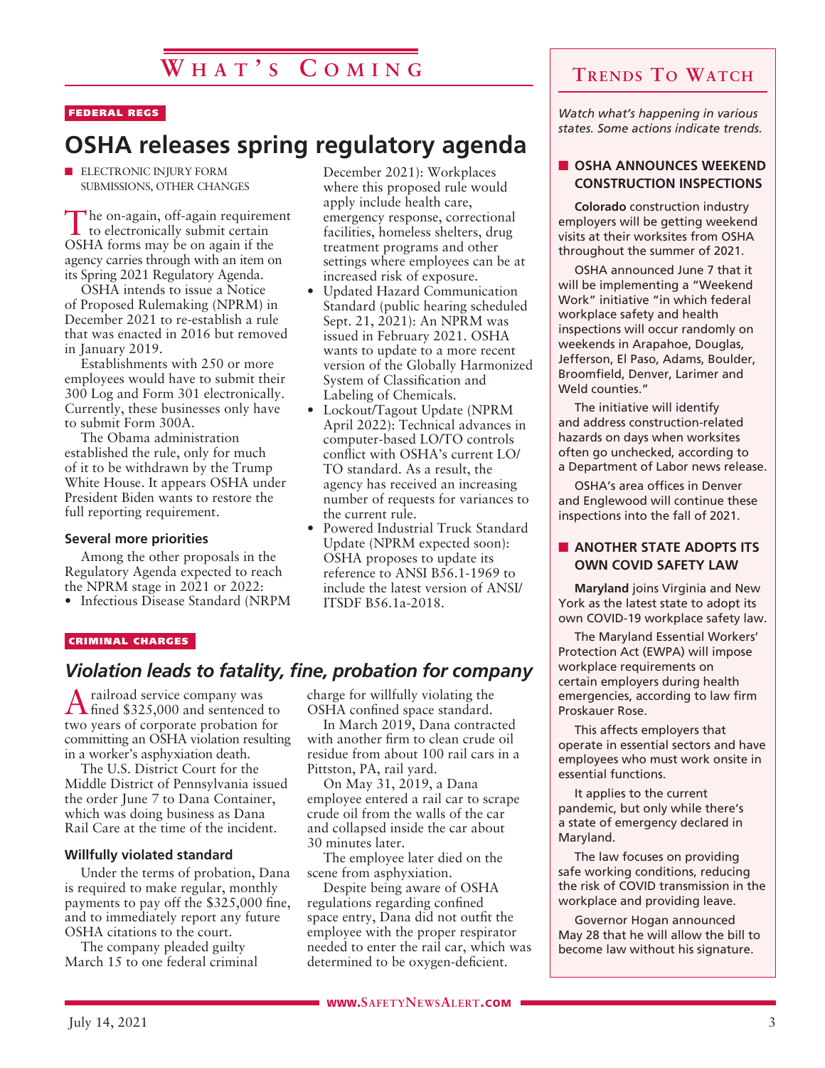# What's Coming

FEDERAL REGS

## OSHA releases spring regulatory agenda

■ ELECTRONIC INJURY FORM SUBMISSIONS, OTHER CHANGES

The on-again, off-again requirement to electronically submit certain OSHA forms may be on again if the agency carries through with an item on its Spring 2021 Regulatory Agenda.

OSHA intends to issue a Notice of Proposed Rulemaking (NPRM) in December 2021 to re-establish a rule that was enacted in 2016 but removed in January 2019.

Establishments with 250 or more employees would have to submit their 300 Log and Form 301 electronically. Currently, these businesses only have to submit Form 300A.

The Obama administration established the rule, only for much of it to be withdrawn by the Trump White House. It appears OSHA under President Biden wants to restore the full reporting requirement.

### Several more priorities

Among the other proposals in the Regulatory Agenda expected to reach the NPRM stage in 2021 or 2022:

- Infectious Disease Standard (NRPM December 2021): Workplaces where this proposed rule would apply include health care, emergency response, correctional facilities, homeless shelters, drug treatment programs and other settings where employees can be at increased risk of exposure.
- Updated Hazard Communication Standard (public hearing scheduled Sept. 21, 2021): An NPRM was issued in February 2021. OSHA wants to update to a more recent version of the Globally Harmonized System of Classification and Labeling of Chemicals.
- Lockout/Tagout Update (NPRM April 2022): Technical advances in computer-based LO/TO controls conflict with OSHA's current LO/TO standard. As a result, the agency has received an increasing number of requests for variances to the current rule.
- Powered Industrial Truck Standard Update (NPRM expected soon): OSHA proposes to update its reference to ANSI B56.1-1969 to include the latest version of ANSI/ITSDF B56.1a-2018.

CRIMINAL CHARGES

## *Violation leads to fatality, fine, probation for company*

A railroad service company was fined $325,000 and sentenced to two years of corporate probation for committing an OSHA violation resulting in a worker's asphyxiation death.

The U.S. District Court for the Middle District of Pennsylvania issued the order June 7 to Dana Container, which was doing business as Dana Rail Care at the time of the incident.

### Willfully violated standard

Under the terms of probation, Dana is required to make regular, monthly payments to pay off the $325,000 fine, and to immediately report any future OSHA citations to the court.

The company pleaded guilty March 15 to one federal criminal charge for willfully violating the OSHA confined space standard.

In March 2019, Dana contracted with another firm to clean crude oil residue from about 100 rail cars in a Pittston, PA, rail yard.

On May 31, 2019, a Dana employee entered a rail car to scrape crude oil from the walls of the car and collapsed inside the car about 30 minutes later.

The employee later died on the scene from asphyxiation.

Despite being aware of OSHA regulations regarding confined space entry, Dana did not outfit the employee with the proper respirator needed to enter the rail car, which was determined to be oxygen-deficient.

# Trends To Watch

*Watch what's happening in various states. Some actions indicate trends.*

### ■ OSHA ANNOUNCES WEEKEND CONSTRUCTION INSPECTIONS

**Colorado** construction industry employers will be getting weekend visits at their worksites from OSHA throughout the summer of 2021.

OSHA announced June 7 that it will be implementing a "Weekend Work" initiative "in which federal workplace safety and health inspections will occur randomly on weekends in Arapahoe, Douglas, Jefferson, El Paso, Adams, Boulder, Broomfield, Denver, Larimer and Weld counties."

The initiative will identify and address construction-related hazards on days when worksites often go unchecked, according to a Department of Labor news release.

OSHA's area offices in Denver and Englewood will continue these inspections into the fall of 2021.

### ■ ANOTHER STATE ADOPTS ITS OWN COVID SAFETY LAW

**Maryland** joins Virginia and New York as the latest state to adopt its own COVID-19 workplace safety law.

The Maryland Essential Workers' Protection Act (EWPA) will impose workplace requirements on certain employers during health emergencies, according to law firm Proskauer Rose.

This affects employers that operate in essential sectors and have employees who must work onsite in essential functions.

It applies to the current pandemic, but only while there's a state of emergency declared in Maryland.

The law focuses on providing safe working conditions, reducing the risk of COVID transmission in the workplace and providing leave.

Governor Hogan announced May 28 that he will allow the bill to become law without his signature.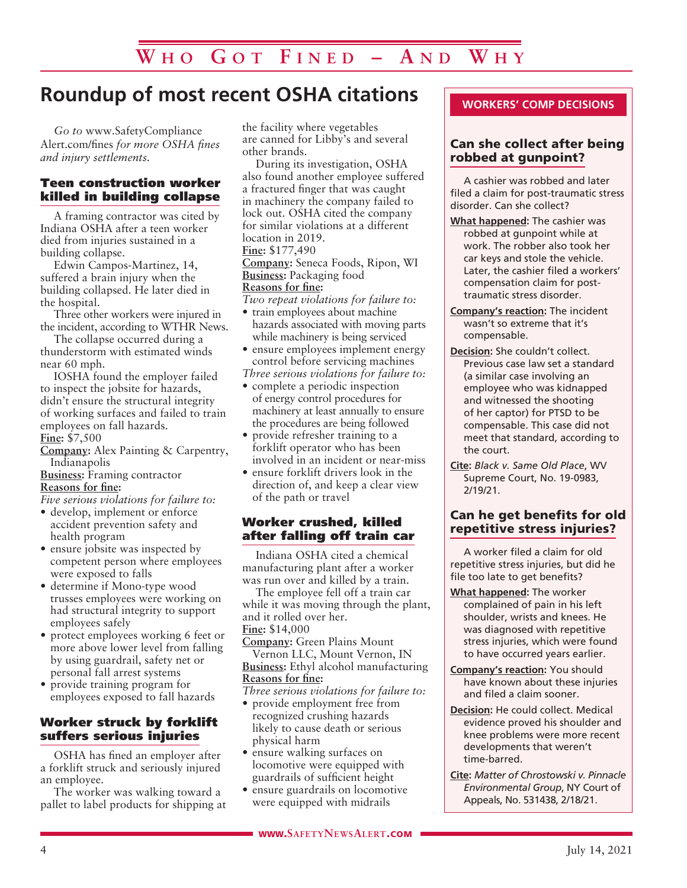# Who Got Fined – And Why

## Roundup of most recent OSHA citations

*Go to* www.SafetyComplianceAlert.com/fines *for more OSHA fines and injury settlements.*

### Teen construction worker killed in building collapse

A framing contractor was cited by Indiana OSHA after a teen worker died from injuries sustained in a building collapse.

Edwin Campos-Martinez, 14, suffered a brain injury when the building collapsed. He later died in the hospital.

Three other workers were injured in the incident, according to WTHR News.

The collapse occurred during a thunderstorm with estimated winds near 60 mph.

IOSHA found the employer failed to inspect the jobsite for hazards, didn't ensure the structural integrity of working surfaces and failed to train employees on fall hazards.

**Fine:** $7,500

**Company:** Alex Painting & Carpentry, Indianapolis

**Business:** Framing contractor

**Reasons for fine:**

*Five serious violations for failure to:*

- develop, implement or enforce accident prevention safety and health program
- ensure jobsite was inspected by competent person where employees were exposed to falls
- determine if Mono-type wood trusses employees were working on had structural integrity to support employees safely
- protect employees working 6 feet or more above lower level from falling by using guardrail, safety net or personal fall arrest systems
- provide training program for employees exposed to fall hazards

### Worker struck by forklift suffers serious injuries

OSHA has fined an employer after a forklift struck and seriously injured an employee.

The worker was walking toward a pallet to label products for shipping at the facility where vegetables are canned for Libby's and several other brands.

During its investigation, OSHA also found another employee suffered a fractured finger that was caught in machinery the company failed to lock out. OSHA cited the company for similar violations at a different location in 2019.

**Fine:** $177,490

**Company:** Seneca Foods, Ripon, WI

**Business:** Packaging food

**Reasons for fine:**

*Two repeat violations for failure to:*

- train employees about machine hazards associated with moving parts while machinery is being serviced
- ensure employees implement energy control before servicing machines

*Three serious violations for failure to:*

- complete a periodic inspection of energy control procedures for machinery at least annually to ensure the procedures are being followed
- provide refresher training to a forklift operator who has been involved in an incident or near-miss
- ensure forklift drivers look in the direction of, and keep a clear view of the path or travel

### Worker crushed, killed after falling off train car

Indiana OSHA cited a chemical manufacturing plant after a worker was run over and killed by a train.

The employee fell off a train car while it was moving through the plant, and it rolled over her.

**Fine:** $14,000

**Company:** Green Plains Mount Vernon LLC, Mount Vernon, IN

**Business:** Ethyl alcohol manufacturing

**Reasons for fine:**

*Three serious violations for failure to:*

- provide employment free from recognized crushing hazards likely to cause death or serious physical harm
- ensure walking surfaces on locomotive were equipped with guardrails of sufficient height
- ensure guardrails on locomotive were equipped with midrails

## WORKERS' COMP DECISIONS

### Can she collect after being robbed at gunpoint?

A cashier was robbed and later filed a claim for post-traumatic stress disorder. Can she collect?

**What happened:** The cashier was robbed at gunpoint while at work. The robber also took her car keys and stole the vehicle. Later, the cashier filed a workers' compensation claim for post-traumatic stress disorder.

**Company's reaction:** The incident wasn't so extreme that it's compensable.

**Decision:** She couldn't collect. Previous case law set a standard (a similar case involving an employee who was kidnapped and witnessed the shooting of her captor) for PTSD to be compensable. This case did not meet that standard, according to the court.

**Cite:** *Black v. Same Old Place*, WV Supreme Court, No. 19-0983, 2/19/21.

### Can he get benefits for old repetitive stress injuries?

A worker filed a claim for old repetitive stress injuries, but did he file too late to get benefits?

**What happened:** The worker complained of pain in his left shoulder, wrists and knees. He was diagnosed with repetitive stress injuries, which were found to have occurred years earlier.

**Company's reaction:** You should have known about these injuries and filed a claim sooner.

**Decision:** He could collect. Medical evidence proved his shoulder and knee problems were more recent developments that weren't time-barred.

**Cite:** *Matter of Chrostowski v. Pinnacle Environmental Group*, NY Court of Appeals, No. 531438, 2/18/21.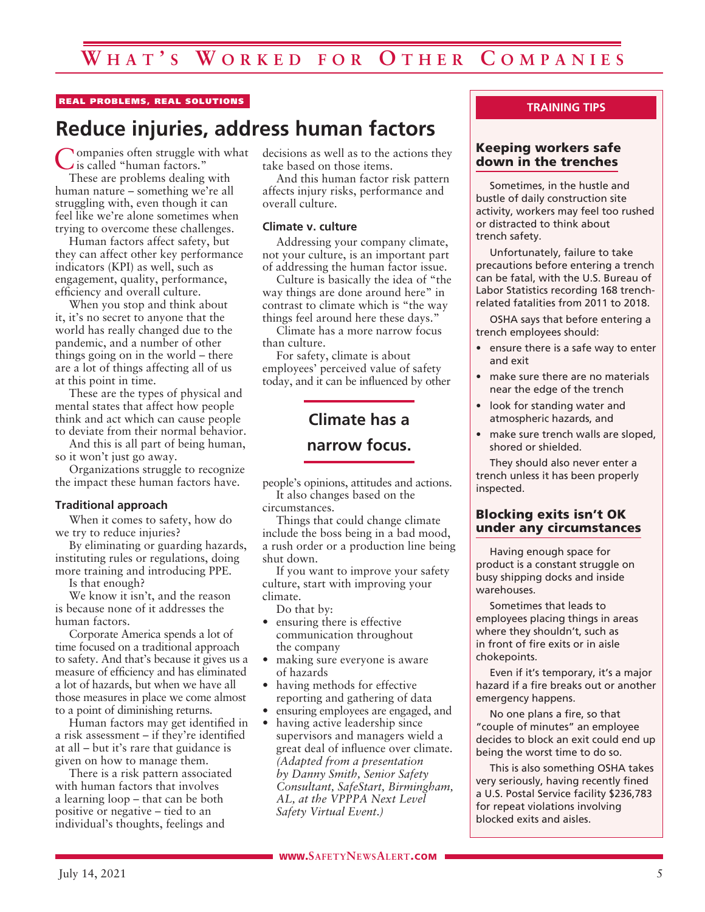# What's Worked for Other Companies

REAL PROBLEMS, REAL SOLUTIONS

## Reduce injuries, address human factors

Companies often struggle with what is called "human factors."

These are problems dealing with human nature – something we're all struggling with, even though it can feel like we're alone sometimes when trying to overcome these challenges.

Human factors affect safety, but they can affect other key performance indicators (KPI) as well, such as engagement, quality, performance, efficiency and overall culture.

When you stop and think about it, it's no secret to anyone that the world has really changed due to the pandemic, and a number of other things going on in the world – there are a lot of things affecting all of us at this point in time.

These are the types of physical and mental states that affect how people think and act which can cause people to deviate from their normal behavior.

And this is all part of being human, so it won't just go away.

Organizations struggle to recognize the impact these human factors have.

### Traditional approach

When it comes to safety, how do we try to reduce injuries?

By eliminating or guarding hazards, instituting rules or regulations, doing more training and introducing PPE.

Is that enough?

We know it isn't, and the reason is because none of it addresses the human factors.

Corporate America spends a lot of time focused on a traditional approach to safety. And that's because it gives us a measure of efficiency and has eliminated a lot of hazards, but when we have all those measures in place we come almost to a point of diminishing returns.

Human factors may get identified in a risk assessment – if they're identified at all – but it's rare that guidance is given on how to manage them.

There is a risk pattern associated with human factors that involves a learning loop – that can be both positive or negative – tied to an individual's thoughts, feelings and decisions as well as to the actions they take based on those items.

And this human factor risk pattern affects injury risks, performance and overall culture.

### Climate v. culture

Addressing your company climate, not your culture, is an important part of addressing the human factor issue.

Culture is basically the idea of "the way things are done around here" in contrast to climate which is "the way things feel around here these days."

Climate has a more narrow focus than culture.

For safety, climate is about employees' perceived value of safety today, and it can be influenced by other people's opinions, attitudes and actions.

> **Climate has a narrow focus.**

It also changes based on the circumstances.

Things that could change climate include the boss being in a bad mood, a rush order or a production line being shut down.

If you want to improve your safety culture, start with improving your climate.

Do that by:

- ensuring there is effective communication throughout the company
- making sure everyone is aware of hazards
- having methods for effective reporting and gathering of data
- ensuring employees are engaged, and
- having active leadership since supervisors and managers wield a great deal of influence over climate. *(Adapted from a presentation by Danny Smith, Senior Safety Consultant, SafeStart, Birmingham, AL, at the VPPPA Next Level Safety Virtual Event.)*

---

## TRAINING TIPS

### Keeping workers safe down in the trenches

Sometimes, in the hustle and bustle of daily construction site activity, workers may feel too rushed or distracted to think about trench safety.

Unfortunately, failure to take precautions before entering a trench can be fatal, with the U.S. Bureau of Labor Statistics recording 168 trench-related fatalities from 2011 to 2018.

OSHA says that before entering a trench employees should:

- ensure there is a safe way to enter and exit
- make sure there are no materials near the edge of the trench
- look for standing water and atmospheric hazards, and
- make sure trench walls are sloped, shored or shielded.

They should also never enter a trench unless it has been properly inspected.

### Blocking exits isn't OK under any circumstances

Having enough space for product is a constant struggle on busy shipping docks and inside warehouses.

Sometimes that leads to employees placing things in areas where they shouldn't, such as in front of fire exits or in aisle chokepoints.

Even if it's temporary, it's a major hazard if a fire breaks out or another emergency happens.

No one plans a fire, so that "couple of minutes" an employee decides to block an exit could end up being the worst time to do so.

This is also something OSHA takes very seriously, having recently fined a U.S. Postal Service facility $236,783 for repeat violations involving blocked exits and aisles.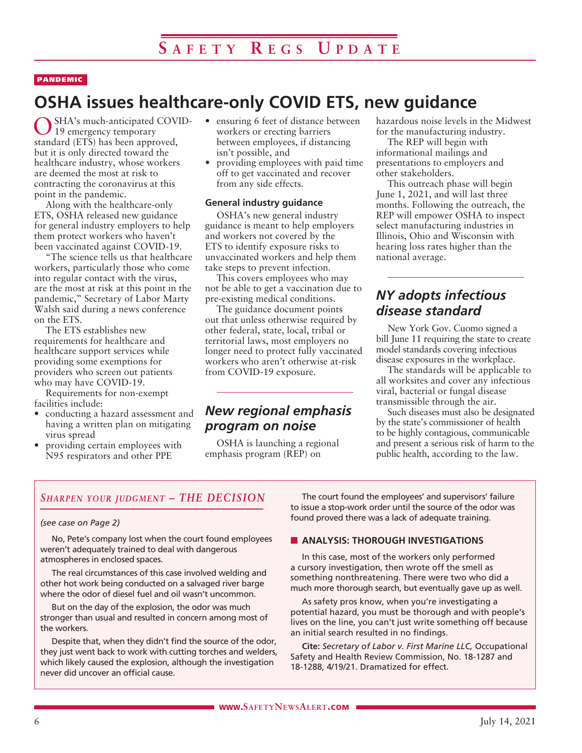PANDEMIC

# OSHA issues healthcare-only COVID ETS, new guidance

OSHA's much-anticipated COVID-19 emergency temporary standard (ETS) has been approved, but it is only directed toward the healthcare industry, whose workers are deemed the most at risk to contracting the coronavirus at this point in the pandemic.

Along with the healthcare-only ETS, OSHA released new guidance for general industry employers to help them protect workers who haven't been vaccinated against COVID-19.

"The science tells us that healthcare workers, particularly those who come into regular contact with the virus, are the most at risk at this point in the pandemic," Secretary of Labor Marty Walsh said during a news conference on the ETS.

The ETS establishes new requirements for healthcare and healthcare support services while providing some exemptions for providers who screen out patients who may have COVID-19.

Requirements for non-exempt facilities include:

- conducting a hazard assessment and having a written plan on mitigating virus spread
- providing certain employees with N95 respirators and other PPE
- ensuring 6 feet of distance between workers or erecting barriers between employees, if distancing isn't possible, and
- providing employees with paid time off to get vaccinated and recover from any side effects.

### General industry guidance

OSHA's new general industry guidance is meant to help employers and workers not covered by the ETS to identify exposure risks to unvaccinated workers and help them take steps to prevent infection.

This covers employees who may not be able to get a vaccination due to pre-existing medical conditions.

The guidance document points out that unless otherwise required by other federal, state, local, tribal or territorial laws, most employers no longer need to protect fully vaccinated workers who aren't otherwise at-risk from COVID-19 exposure.

## *New regional emphasis program on noise*

OSHA is launching a regional emphasis program (REP) on hazardous noise levels in the Midwest for the manufacturing industry.

The REP will begin with informational mailings and presentations to employers and other stakeholders.

This outreach phase will begin June 1, 2021, and will last three months. Following the outreach, the REP will empower OSHA to inspect select manufacturing industries in Illinois, Ohio and Wisconsin with hearing loss rates higher than the national average.

## *NY adopts infectious disease standard*

New York Gov. Cuomo signed a bill June 11 requiring the state to create model standards covering infectious disease exposures in the workplace.

The standards will be applicable to all worksites and cover any infectious viral, bacterial or fungal disease transmissible through the air.

Such diseases must also be designated by the state's commissioner of health to be highly contagious, communicable and present a serious risk of harm to the public health, according to the law.

## *Sharpen your judgment – THE DECISION*

*(see case on Page 2)*

No, Pete's company lost when the court found employees weren't adequately trained to deal with dangerous atmospheres in enclosed spaces.

The real circumstances of this case involved welding and other hot work being conducted on a salvaged river barge where the odor of diesel fuel and oil wasn't uncommon.

But on the day of the explosion, the odor was much stronger than usual and resulted in concern among most of the workers.

Despite that, when they didn't find the source of the odor, they just went back to work with cutting torches and welders, which likely caused the explosion, although the investigation never did uncover an official cause.

The court found the employees' and supervisors' failure to issue a stop-work order until the source of the odor was found proved there was a lack of adequate training.

### ANALYSIS: THOROUGH INVESTIGATIONS

In this case, most of the workers only performed a cursory investigation, then wrote off the smell as something nonthreatening. There were two who did a much more thorough search, but eventually gave up as well.

As safety pros know, when you're investigating a potential hazard, you must be thorough and with people's lives on the line, you can't just write something off because an initial search resulted in no findings.

**Cite:** *Secretary of Labor v. First Marine LLC,* Occupational Safety and Health Review Commission, No. 18-1287 and 18-1288, 4/19/21. Dramatized for effect.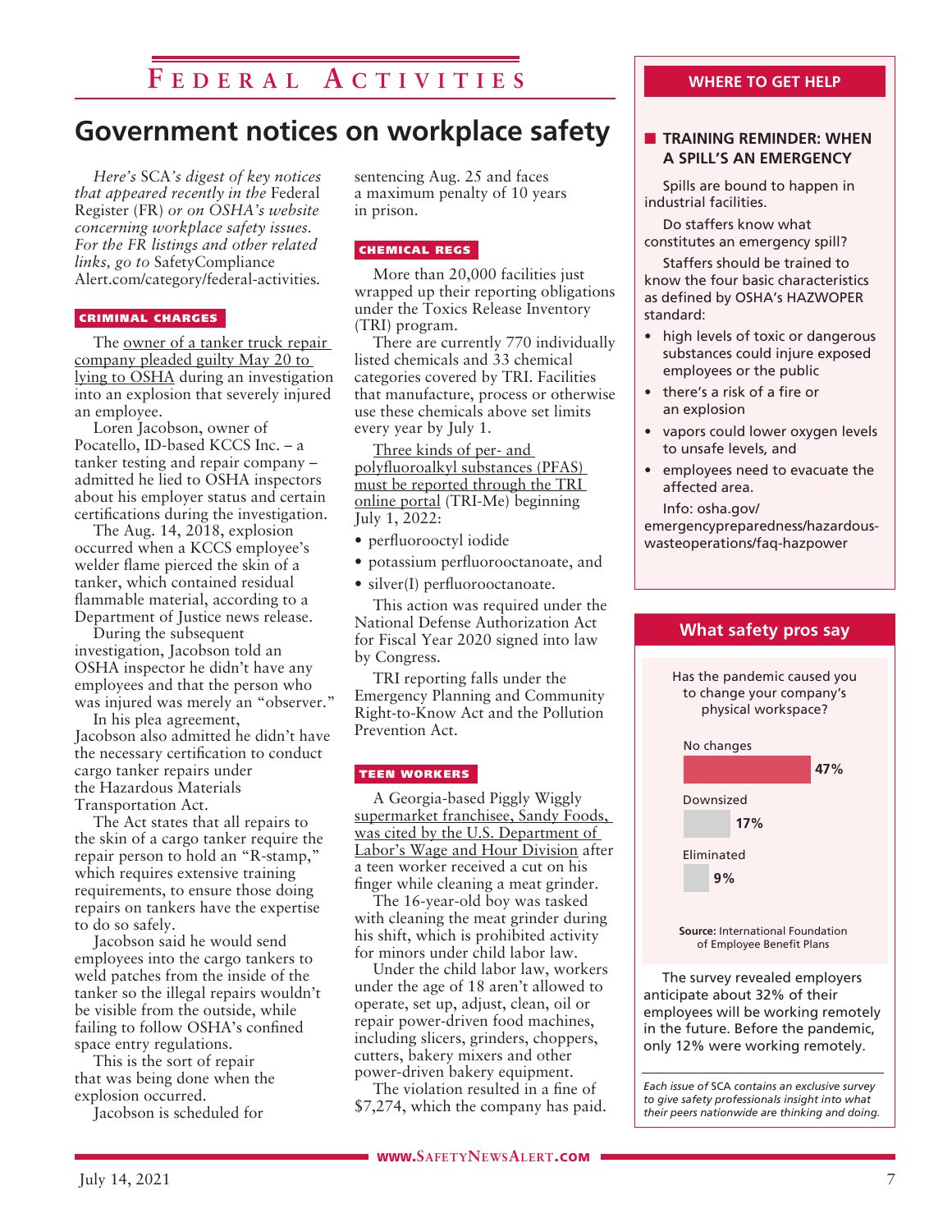# Federal Activities

## Government notices on workplace safety

*Here's* SCA*'s digest of key notices that appeared recently in the* Federal Register (FR) *or on OSHA's website concerning workplace safety issues. For the FR listings and other related links, go to* SafetyCompliance Alert.com/category/federal-activities.

### CRIMINAL CHARGES

The owner of a tanker truck repair company pleaded guilty May 20 to lying to OSHA during an investigation into an explosion that severely injured an employee.

Loren Jacobson, owner of Pocatello, ID-based KCCS Inc. – a tanker testing and repair company – admitted he lied to OSHA inspectors about his employer status and certain certifications during the investigation.

The Aug. 14, 2018, explosion occurred when a KCCS employee's welder flame pierced the skin of a tanker, which contained residual flammable material, according to a Department of Justice news release.

During the subsequent investigation, Jacobson told an OSHA inspector he didn't have any employees and that the person who was injured was merely an "observer."

In his plea agreement, Jacobson also admitted he didn't have the necessary certification to conduct cargo tanker repairs under the Hazardous Materials Transportation Act.

The Act states that all repairs to the skin of a cargo tanker require the repair person to hold an "R-stamp," which requires extensive training requirements, to ensure those doing repairs on tankers have the expertise to do so safely.

Jacobson said he would send employees into the cargo tankers to weld patches from the inside of the tanker so the illegal repairs wouldn't be visible from the outside, while failing to follow OSHA's confined space entry regulations.

This is the sort of repair that was being done when the explosion occurred.

Jacobson is scheduled for sentencing Aug. 25 and faces a maximum penalty of 10 years in prison.

### CHEMICAL REGS

More than 20,000 facilities just wrapped up their reporting obligations under the Toxics Release Inventory (TRI) program.

There are currently 770 individually listed chemicals and 33 chemical categories covered by TRI. Facilities that manufacture, process or otherwise use these chemicals above set limits every year by July 1.

Three kinds of per- and polyfluoroalkyl substances (PFAS) must be reported through the TRI online portal (TRI-Me) beginning July 1, 2022:

- perfluorooctyl iodide
- potassium perfluorooctanoate, and
- silver(I) perfluorooctanoate.

This action was required under the National Defense Authorization Act for Fiscal Year 2020 signed into law by Congress.

TRI reporting falls under the Emergency Planning and Community Right-to-Know Act and the Pollution Prevention Act.

### TEEN WORKERS

A Georgia-based Piggly Wiggly supermarket franchisee, Sandy Foods, was cited by the U.S. Department of Labor's Wage and Hour Division after a teen worker received a cut on his finger while cleaning a meat grinder.

The 16-year-old boy was tasked with cleaning the meat grinder during his shift, which is prohibited activity for minors under child labor law.

Under the child labor law, workers under the age of 18 aren't allowed to operate, set up, adjust, clean, oil or repair power-driven food machines, including slicers, grinders, choppers, cutters, bakery mixers and other power-driven bakery equipment.

The violation resulted in a fine of $7,274, which the company has paid.

---

## WHERE TO GET HELP

### TRAINING REMINDER: WHEN A SPILL'S AN EMERGENCY

Spills are bound to happen in industrial facilities.

Do staffers know what constitutes an emergency spill?

Staffers should be trained to know the four basic characteristics as defined by OSHA's HAZWOPER standard:

- high levels of toxic or dangerous substances could injure exposed employees or the public
- there's a risk of a fire or an explosion
- vapors could lower oxygen levels to unsafe levels, and
- employees need to evacuate the affected area.

Info: osha.gov/emergencypreparedness/hazardous-wasteoperations/faq-hazpower

---

## What safety pros say

Has the pandemic caused you to change your company's physical workspace?

| Response | Percent |
|---|---|
| No changes | 47% |
| Downsized | 17% |
| Eliminated | 9% |

**Source:** International Foundation of Employee Benefit Plans

The survey revealed employers anticipate about 32% of their employees will be working remotely in the future. Before the pandemic, only 12% were working remotely.

*Each issue of* SCA *contains an exclusive survey to give safety professionals insight into what their peers nationwide are thinking and doing.*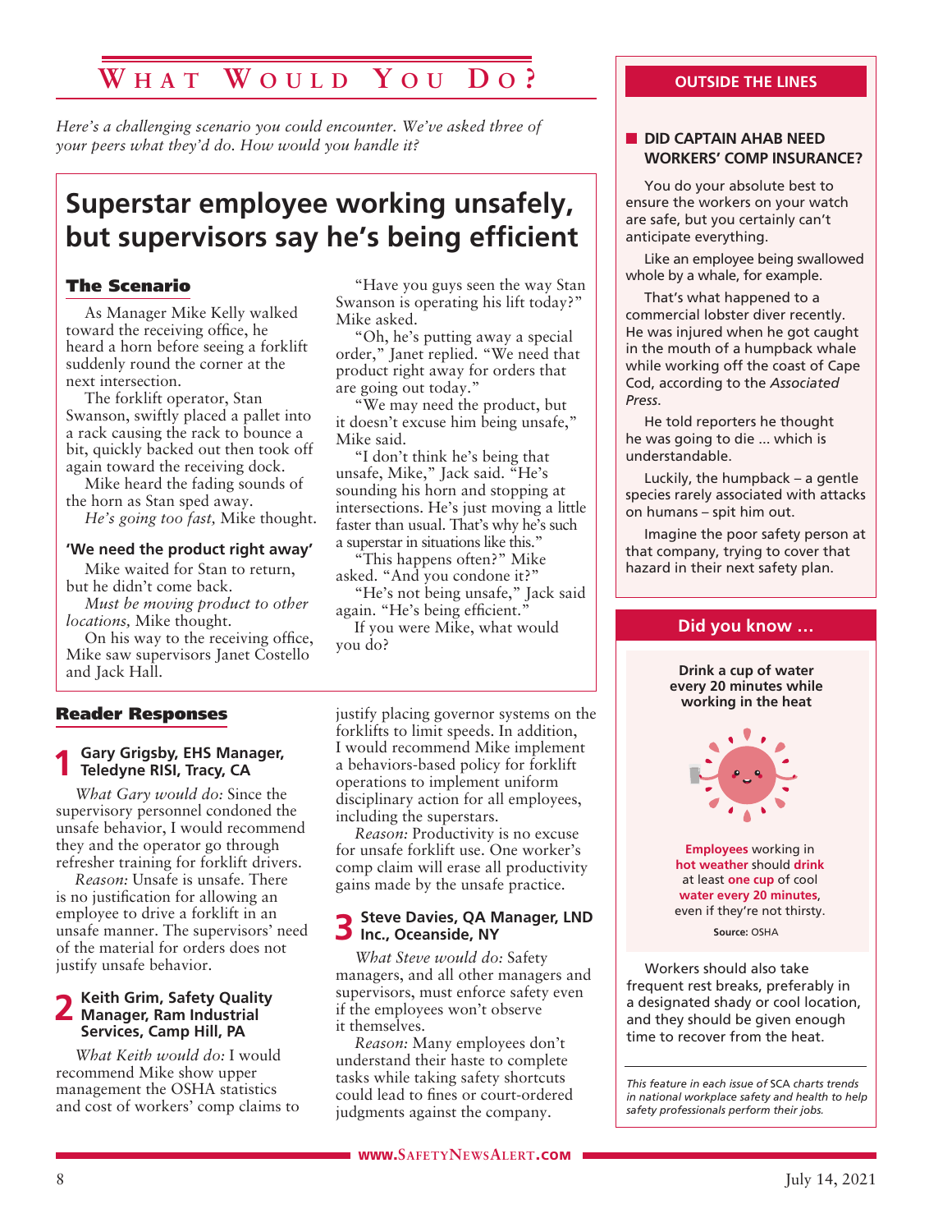# What Would You Do?

*Here's a challenging scenario you could encounter. We've asked three of your peers what they'd do. How would you handle it?*

## Superstar employee working unsafely, but supervisors say he's being efficient

### The Scenario

As Manager Mike Kelly walked toward the receiving office, he heard a horn before seeing a forklift suddenly round the corner at the next intersection.

The forklift operator, Stan Swanson, swiftly placed a pallet into a rack causing the rack to bounce a bit, quickly backed out then took off again toward the receiving dock.

Mike heard the fading sounds of the horn as Stan sped away.

*He's going too fast,* Mike thought.

**'We need the product right away'**

Mike waited for Stan to return, but he didn't come back.

*Must be moving product to other locations,* Mike thought.

On his way to the receiving office, Mike saw supervisors Janet Costello and Jack Hall.

"Have you guys seen the way Stan Swanson is operating his lift today?" Mike asked.

"Oh, he's putting away a special order," Janet replied. "We need that product right away for orders that are going out today."

"We may need the product, but it doesn't excuse him being unsafe," Mike said.

"I don't think he's being that unsafe, Mike," Jack said. "He's sounding his horn and stopping at intersections. He's just moving a little faster than usual. That's why he's such a superstar in situations like this."

"This happens often?" Mike asked. "And you condone it?"

"He's not being unsafe," Jack said again. "He's being efficient."

If you were Mike, what would you do?

### Reader Responses

**1 Gary Grigsby, EHS Manager, Teledyne RISI, Tracy, CA**

*What Gary would do:* Since the supervisory personnel condoned the unsafe behavior, I would recommend they and the operator go through refresher training for forklift drivers.

*Reason:* Unsafe is unsafe. There is no justification for allowing an employee to drive a forklift in an unsafe manner. The supervisors' need of the material for orders does not justify unsafe behavior.

**2 Keith Grim, Safety Quality Manager, Ram Industrial Services, Camp Hill, PA**

*What Keith would do:* I would recommend Mike show upper management the OSHA statistics and cost of workers' comp claims to justify placing governor systems on the forklifts to limit speeds. In addition, I would recommend Mike implement a behaviors-based policy for forklift operations to implement uniform disciplinary action for all employees, including the superstars.

*Reason:* Productivity is no excuse for unsafe forklift use. One worker's comp claim will erase all productivity gains made by the unsafe practice.

**3 Steve Davies, QA Manager, LND Inc., Oceanside, NY**

*What Steve would do:* Safety managers, and all other managers and supervisors, must enforce safety even if the employees won't observe it themselves.

*Reason:* Many employees don't understand their haste to complete tasks while taking safety shortcuts could lead to fines or court-ordered judgments against the company.

## OUTSIDE THE LINES

### DID CAPTAIN AHAB NEED WORKERS' COMP INSURANCE?

You do your absolute best to ensure the workers on your watch are safe, but you certainly can't anticipate everything.

Like an employee being swallowed whole by a whale, for example.

That's what happened to a commercial lobster diver recently. He was injured when he got caught in the mouth of a humpback whale while working off the coast of Cape Cod, according to the *Associated Press*.

He told reporters he thought he was going to die ... which is understandable.

Luckily, the humpback – a gentle species rarely associated with attacks on humans – spit him out.

Imagine the poor safety person at that company, trying to cover that hazard in their next safety plan.

## Did you know ...

**Drink a cup of water every 20 minutes while working in the heat**

**Employees** working in **hot weather** should **drink** at least **one cup** of cool **water every 20 minutes**, even if they're not thirsty.

**Source:** OSHA

Workers should also take frequent rest breaks, preferably in a designated shady or cool location, and they should be given enough time to recover from the heat.

*This feature in each issue of SCA charts trends in national workplace safety and health to help safety professionals perform their jobs.*